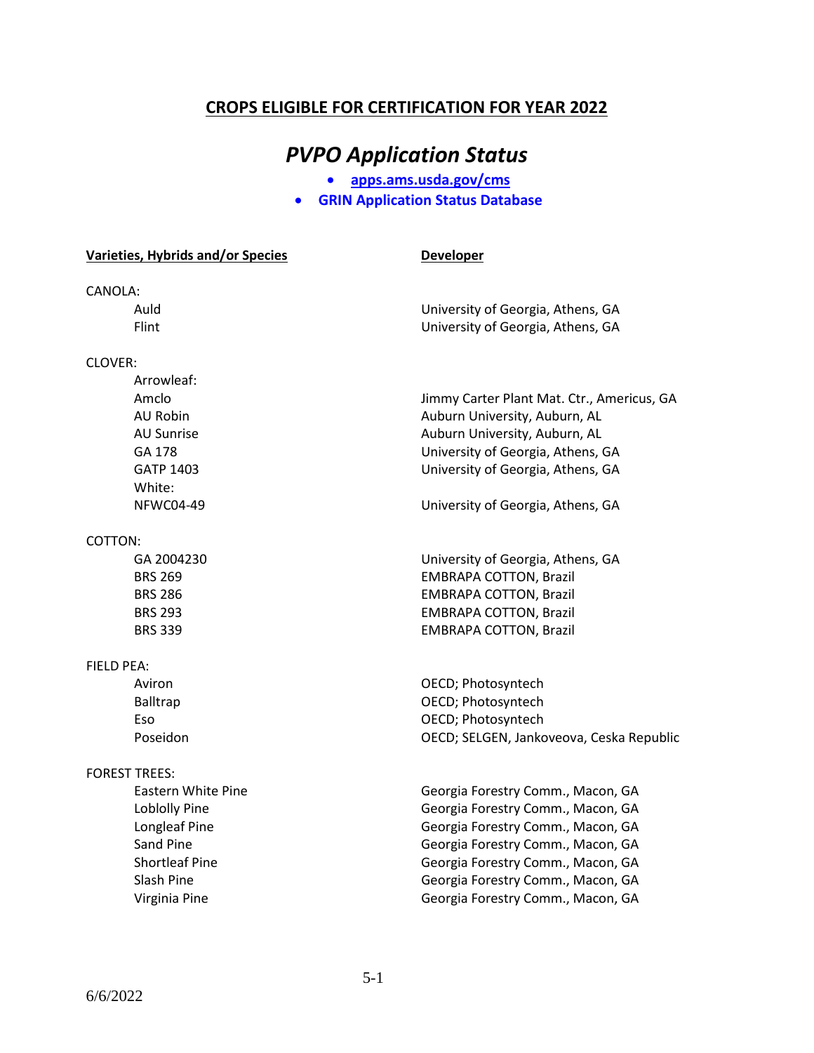## CROPS ELIGIBLE FOR CERTIFICATION FOR YEAR 2022

# *PVPO Application Status*

- **apps.ams.usda.gov/cms**
- **GRIN Application Status Database**

| Varieties, Hybrids and/or Species | Developer |
|---|---|
| CANOLA: | |
| Auld | University of Georgia, Athens, GA |
| Flint | University of Georgia, Athens, GA |
| CLOVER: | |
| Arrowleaf: | |
| Amclo | Jimmy Carter Plant Mat. Ctr., Americus, GA |
| AU Robin | Auburn University, Auburn, AL |
| AU Sunrise | Auburn University, Auburn, AL |
| GA 178 | University of Georgia, Athens, GA |
| GATP 1403 | University of Georgia, Athens, GA |
| White: | |
| NFWC04-49 | University of Georgia, Athens, GA |
| COTTON: | |
| GA 2004230 | University of Georgia, Athens, GA |
| BRS 269 | EMBRAPA COTTON, Brazil |
| BRS 286 | EMBRAPA COTTON, Brazil |
| BRS 293 | EMBRAPA COTTON, Brazil |
| BRS 339 | EMBRAPA COTTON, Brazil |
| FIELD PEA: | |
| Aviron | OECD; Photosyntech |
| Balltrap | OECD; Photosyntech |
| Eso | OECD; Photosyntech |
| Poseidon | OECD; SELGEN, Jankoveova, Ceska Republic |
| FOREST TREES: | |
| Eastern White Pine | Georgia Forestry Comm., Macon, GA |
| Loblolly Pine | Georgia Forestry Comm., Macon, GA |
| Longleaf Pine | Georgia Forestry Comm., Macon, GA |
| Sand Pine | Georgia Forestry Comm., Macon, GA |
| Shortleaf Pine | Georgia Forestry Comm., Macon, GA |
| Slash Pine | Georgia Forestry Comm., Macon, GA |
| Virginia Pine | Georgia Forestry Comm., Macon, GA |

6/6/2022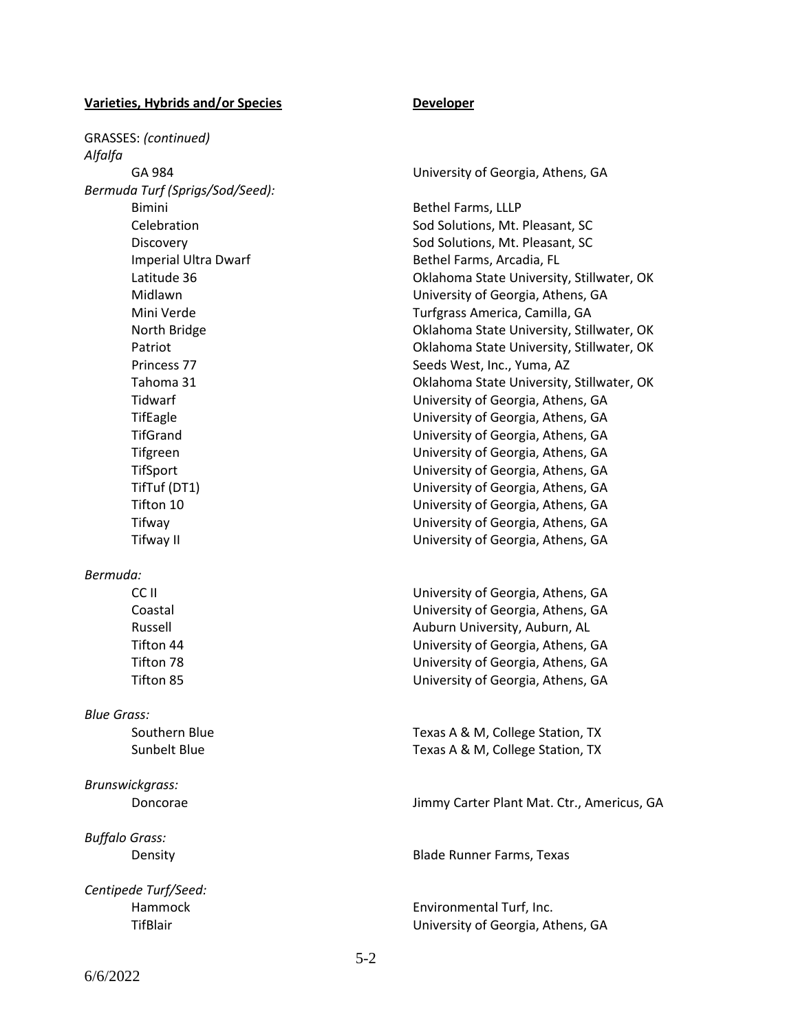| **Varieties, Hybrids and/or Species** | **Developer** |
|---|---|
| GRASSES: *(continued)* | |
| *Alfalfa* | |
| GA 984 | University of Georgia, Athens, GA |
| *Bermuda Turf (Sprigs/Sod/Seed):* | |
| Bimini | Bethel Farms, LLLP |
| Celebration | Sod Solutions, Mt. Pleasant, SC |
| Discovery | Sod Solutions, Mt. Pleasant, SC |
| Imperial Ultra Dwarf | Bethel Farms, Arcadia, FL |
| Latitude 36 | Oklahoma State University, Stillwater, OK |
| Midlawn | University of Georgia, Athens, GA |
| Mini Verde | Turfgrass America, Camilla, GA |
| North Bridge | Oklahoma State University, Stillwater, OK |
| Patriot | Oklahoma State University, Stillwater, OK |
| Princess 77 | Seeds West, Inc., Yuma, AZ |
| Tahoma 31 | Oklahoma State University, Stillwater, OK |
| Tidwarf | University of Georgia, Athens, GA |
| TifEagle | University of Georgia, Athens, GA |
| TifGrand | University of Georgia, Athens, GA |
| Tifgreen | University of Georgia, Athens, GA |
| TifSport | University of Georgia, Athens, GA |
| TifTuf (DT1) | University of Georgia, Athens, GA |
| Tifton 10 | University of Georgia, Athens, GA |
| Tifway | University of Georgia, Athens, GA |
| Tifway II | University of Georgia, Athens, GA |
| *Bermuda:* | |
| CC II | University of Georgia, Athens, GA |
| Coastal | University of Georgia, Athens, GA |
| Russell | Auburn University, Auburn, AL |
| Tifton 44 | University of Georgia, Athens, GA |
| Tifton 78 | University of Georgia, Athens, GA |
| Tifton 85 | University of Georgia, Athens, GA |
| *Blue Grass:* | |
| Southern Blue | Texas A & M, College Station, TX |
| Sunbelt Blue | Texas A & M, College Station, TX |
| *Brunswickgrass:* | |
| Doncorae | Jimmy Carter Plant Mat. Ctr., Americus, GA |
| *Buffalo Grass:* | |
| Density | Blade Runner Farms, Texas |
| *Centipede Turf/Seed:* | |
| Hammock | Environmental Turf, Inc. |
| TifBlair | University of Georgia, Athens, GA |

6/6/2022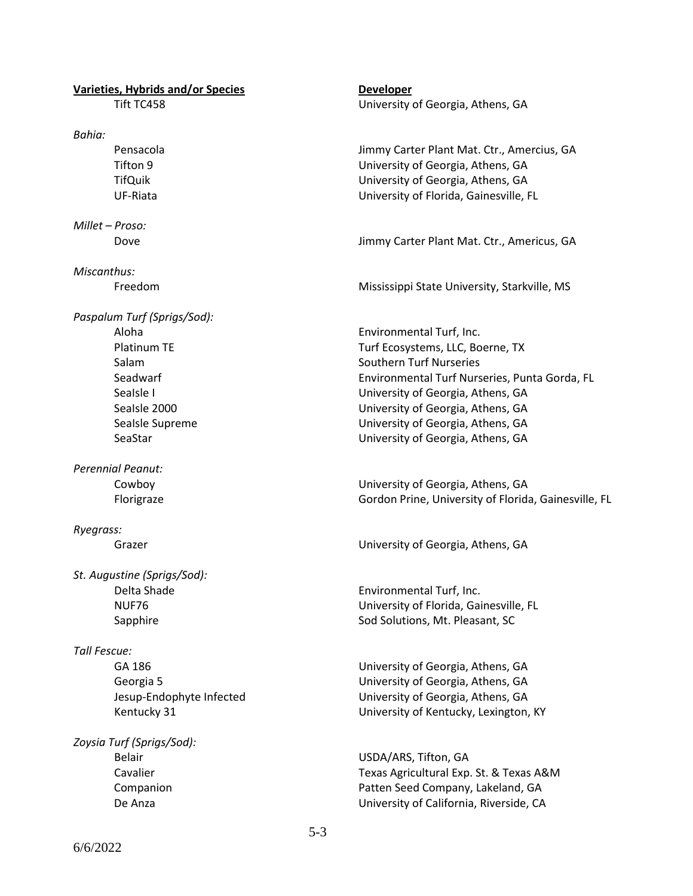| Varieties, Hybrids and/or Species | Developer |
|---|---|
| Tift TC458 | University of Georgia, Athens, GA |
| *Bahia:* | |
| Pensacola | Jimmy Carter Plant Mat. Ctr., Amercius, GA |
| Tifton 9 | University of Georgia, Athens, GA |
| TifQuik | University of Georgia, Athens, GA |
| UF-Riata | University of Florida, Gainesville, FL |
| *Millet – Proso:* | |
| Dove | Jimmy Carter Plant Mat. Ctr., Americus, GA |
| *Miscanthus:* | |
| Freedom | Mississippi State University, Starkville, MS |
| *Paspalum Turf (Sprigs/Sod):* | |
| Aloha | Environmental Turf, Inc. |
| Platinum TE | Turf Ecosystems, LLC, Boerne, TX |
| Salam | Southern Turf Nurseries |
| Seadwarf | Environmental Turf Nurseries, Punta Gorda, FL |
| SeaIsle I | University of Georgia, Athens, GA |
| SeaIsle 2000 | University of Georgia, Athens, GA |
| SeaIsle Supreme | University of Georgia, Athens, GA |
| SeaStar | University of Georgia, Athens, GA |
| *Perennial Peanut:* | |
| Cowboy | University of Georgia, Athens, GA |
| Florigraze | Gordon Prine, University of Florida, Gainesville, FL |
| *Ryegrass:* | |
| Grazer | University of Georgia, Athens, GA |
| *St. Augustine (Sprigs/Sod):* | |
| Delta Shade | Environmental Turf, Inc. |
| NUF76 | University of Florida, Gainesville, FL |
| Sapphire | Sod Solutions, Mt. Pleasant, SC |
| *Tall Fescue:* | |
| GA 186 | University of Georgia, Athens, GA |
| Georgia 5 | University of Georgia, Athens, GA |
| Jesup-Endophyte Infected | University of Georgia, Athens, GA |
| Kentucky 31 | University of Kentucky, Lexington, KY |
| *Zoysia Turf (Sprigs/Sod):* | |
| Belair | USDA/ARS, Tifton, GA |
| Cavalier | Texas Agricultural Exp. St. & Texas A&M |
| Companion | Patten Seed Company, Lakeland, GA |
| De Anza | University of California, Riverside, CA |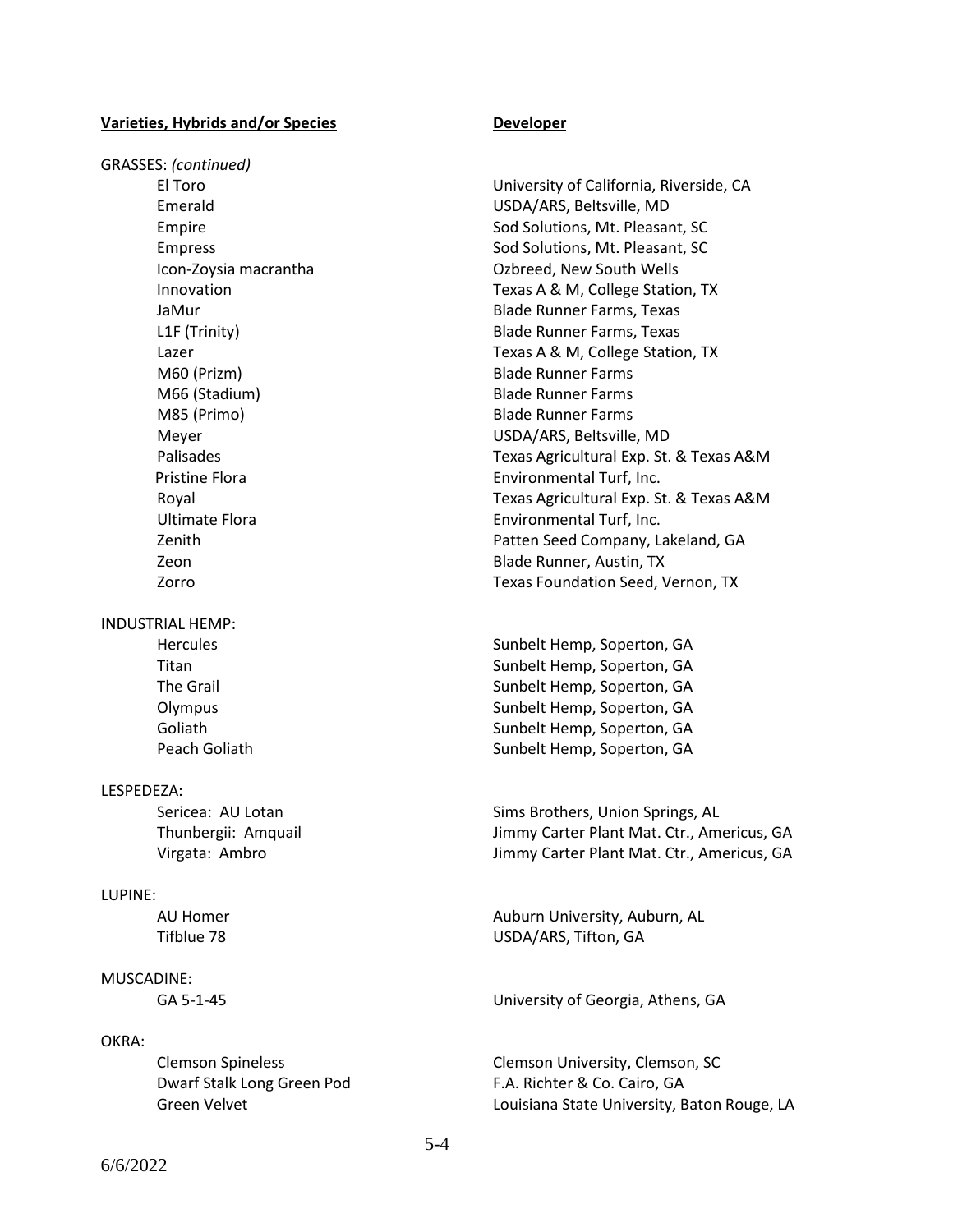| **Varieties, Hybrids and/or Species** | **Developer** |
|---|---|
| GRASSES: *(continued)* | |
| El Toro | University of California, Riverside, CA |
| Emerald | USDA/ARS, Beltsville, MD |
| Empire | Sod Solutions, Mt. Pleasant, SC |
| Empress | Sod Solutions, Mt. Pleasant, SC |
| Icon-Zoysia macrantha | Ozbreed, New South Wells |
| Innovation | Texas A & M, College Station, TX |
| JaMur | Blade Runner Farms, Texas |
| L1F (Trinity) | Blade Runner Farms, Texas |
| Lazer | Texas A & M, College Station, TX |
| M60 (Prizm) | Blade Runner Farms |
| M66 (Stadium) | Blade Runner Farms |
| M85 (Primo) | Blade Runner Farms |
| Meyer | USDA/ARS, Beltsville, MD |
| Palisades | Texas Agricultural Exp. St. & Texas A&M |
| Pristine Flora | Environmental Turf, Inc. |
| Royal | Texas Agricultural Exp. St. & Texas A&M |
| Ultimate Flora | Environmental Turf, Inc. |
| Zenith | Patten Seed Company, Lakeland, GA |
| Zeon | Blade Runner, Austin, TX |
| Zorro | Texas Foundation Seed, Vernon, TX |
| INDUSTRIAL HEMP: | |
| Hercules | Sunbelt Hemp, Soperton, GA |
| Titan | Sunbelt Hemp, Soperton, GA |
| The Grail | Sunbelt Hemp, Soperton, GA |
| Olympus | Sunbelt Hemp, Soperton, GA |
| Goliath | Sunbelt Hemp, Soperton, GA |
| Peach Goliath | Sunbelt Hemp, Soperton, GA |
| LESPEDEZA: | |
| Sericea: AU Lotan | Sims Brothers, Union Springs, AL |
| Thunbergii: Amquail | Jimmy Carter Plant Mat. Ctr., Americus, GA |
| Virgata: Ambro | Jimmy Carter Plant Mat. Ctr., Americus, GA |
| LUPINE: | |
| AU Homer | Auburn University, Auburn, AL |
| Tifblue 78 | USDA/ARS, Tifton, GA |
| MUSCADINE: | |
| GA 5-1-45 | University of Georgia, Athens, GA |
| OKRA: | |
| Clemson Spineless | Clemson University, Clemson, SC |
| Dwarf Stalk Long Green Pod | F.A. Richter & Co. Cairo, GA |
| Green Velvet | Louisiana State University, Baton Rouge, LA |

6/6/2022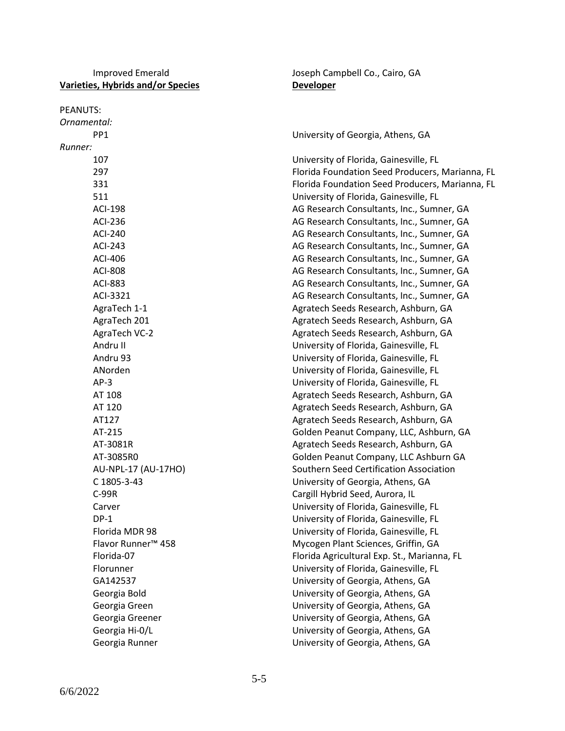| Varieties, Hybrids and/or Species | Developer |
|---|---|
| Improved Emerald | Joseph Campbell Co., Cairo, GA |
| PEANUTS: | |
| *Ornamental:* | |
| PP1 | University of Georgia, Athens, GA |
| *Runner:* | |
| 107 | University of Florida, Gainesville, FL |
| 297 | Florida Foundation Seed Producers, Marianna, FL |
| 331 | Florida Foundation Seed Producers, Marianna, FL |
| 511 | University of Florida, Gainesville, FL |
| ACI-198 | AG Research Consultants, Inc., Sumner, GA |
| ACI-236 | AG Research Consultants, Inc., Sumner, GA |
| ACI-240 | AG Research Consultants, Inc., Sumner, GA |
| ACI-243 | AG Research Consultants, Inc., Sumner, GA |
| ACI-406 | AG Research Consultants, Inc., Sumner, GA |
| ACI-808 | AG Research Consultants, Inc., Sumner, GA |
| ACI-883 | AG Research Consultants, Inc., Sumner, GA |
| ACI-3321 | AG Research Consultants, Inc., Sumner, GA |
| AgraTech 1-1 | Agratech Seeds Research, Ashburn, GA |
| AgraTech 201 | Agratech Seeds Research, Ashburn, GA |
| AgraTech VC-2 | Agratech Seeds Research, Ashburn, GA |
| Andru II | University of Florida, Gainesville, FL |
| Andru 93 | University of Florida, Gainesville, FL |
| ANorden | University of Florida, Gainesville, FL |
| AP-3 | University of Florida, Gainesville, FL |
| AT 108 | Agratech Seeds Research, Ashburn, GA |
| AT 120 | Agratech Seeds Research, Ashburn, GA |
| AT127 | Agratech Seeds Research, Ashburn, GA |
| AT-215 | Golden Peanut Company, LLC, Ashburn, GA |
| AT-3081R | Agratech Seeds Research, Ashburn, GA |
| AT-3085R0 | Golden Peanut Company, LLC Ashburn GA |
| AU-NPL-17 (AU-17HO) | Southern Seed Certification Association |
| C 1805-3-43 | University of Georgia, Athens, GA |
| C-99R | Cargill Hybrid Seed, Aurora, IL |
| Carver | University of Florida, Gainesville, FL |
| DP-1 | University of Florida, Gainesville, FL |
| Florida MDR 98 | University of Florida, Gainesville, FL |
| Flavor Runner™ 458 | Mycogen Plant Sciences, Griffin, GA |
| Florida-07 | Florida Agricultural Exp. St., Marianna, FL |
| Florunner | University of Florida, Gainesville, FL |
| GA142537 | University of Georgia, Athens, GA |
| Georgia Bold | University of Georgia, Athens, GA |
| Georgia Green | University of Georgia, Athens, GA |
| Georgia Greener | University of Georgia, Athens, GA |
| Georgia Hi-0/L | University of Georgia, Athens, GA |
| Georgia Runner | University of Georgia, Athens, GA |

6/6/2022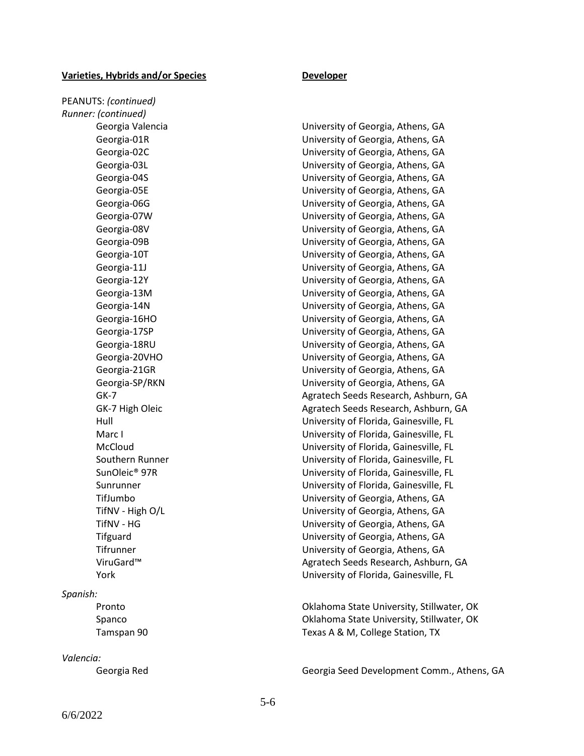| **Varieties, Hybrids and/or Species** | **Developer** |
| --- | --- |
| PEANUTS: *(continued)* | |
| *Runner: (continued)* | |
| Georgia Valencia | University of Georgia, Athens, GA |
| Georgia-01R | University of Georgia, Athens, GA |
| Georgia-02C | University of Georgia, Athens, GA |
| Georgia-03L | University of Georgia, Athens, GA |
| Georgia-04S | University of Georgia, Athens, GA |
| Georgia-05E | University of Georgia, Athens, GA |
| Georgia-06G | University of Georgia, Athens, GA |
| Georgia-07W | University of Georgia, Athens, GA |
| Georgia-08V | University of Georgia, Athens, GA |
| Georgia-09B | University of Georgia, Athens, GA |
| Georgia-10T | University of Georgia, Athens, GA |
| Georgia-11J | University of Georgia, Athens, GA |
| Georgia-12Y | University of Georgia, Athens, GA |
| Georgia-13M | University of Georgia, Athens, GA |
| Georgia-14N | University of Georgia, Athens, GA |
| Georgia-16HO | University of Georgia, Athens, GA |
| Georgia-17SP | University of Georgia, Athens, GA |
| Georgia-18RU | University of Georgia, Athens, GA |
| Georgia-20VHO | University of Georgia, Athens, GA |
| Georgia-21GR | University of Georgia, Athens, GA |
| Georgia-SP/RKN | University of Georgia, Athens, GA |
| GK-7 | Agratech Seeds Research, Ashburn, GA |
| GK-7 High Oleic | Agratech Seeds Research, Ashburn, GA |
| Hull | University of Florida, Gainesville, FL |
| Marc I | University of Florida, Gainesville, FL |
| McCloud | University of Florida, Gainesville, FL |
| Southern Runner | University of Florida, Gainesville, FL |
| SunOleic® 97R | University of Florida, Gainesville, FL |
| Sunrunner | University of Florida, Gainesville, FL |
| TifJumbo | University of Georgia, Athens, GA |
| TifNV - High O/L | University of Georgia, Athens, GA |
| TifNV - HG | University of Georgia, Athens, GA |
| Tifguard | University of Georgia, Athens, GA |
| Tifrunner | University of Georgia, Athens, GA |
| ViruGard™ | Agratech Seeds Research, Ashburn, GA |
| York | University of Florida, Gainesville, FL |
| *Spanish:* | |
| Pronto | Oklahoma State University, Stillwater, OK |
| Spanco | Oklahoma State University, Stillwater, OK |
| Tamspan 90 | Texas A & M, College Station, TX |
| *Valencia:* | |
| Georgia Red | Georgia Seed Development Comm., Athens, GA |

6/6/2022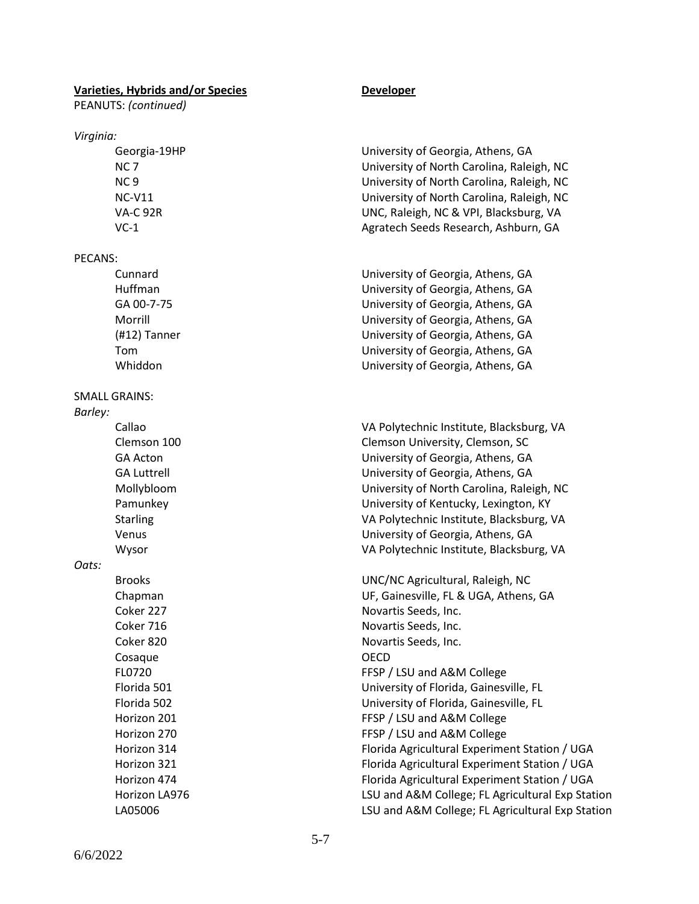| **Varieties, Hybrids and/or Species** | **Developer** |
|---|---|
| PEANUTS: *(continued)* | |
| *Virginia:* | |
| Georgia-19HP | University of Georgia, Athens, GA |
| NC 7 | University of North Carolina, Raleigh, NC |
| NC 9 | University of North Carolina, Raleigh, NC |
| NC-V11 | University of North Carolina, Raleigh, NC |
| VA-C 92R | UNC, Raleigh, NC & VPI, Blacksburg, VA |
| VC-1 | Agratech Seeds Research, Ashburn, GA |
| PECANS: | |
| Cunnard | University of Georgia, Athens, GA |
| Huffman | University of Georgia, Athens, GA |
| GA 00-7-75 | University of Georgia, Athens, GA |
| Morrill | University of Georgia, Athens, GA |
| (#12) Tanner | University of Georgia, Athens, GA |
| Tom | University of Georgia, Athens, GA |
| Whiddon | University of Georgia, Athens, GA |
| SMALL GRAINS: | |
| *Barley:* | |
| Callao | VA Polytechnic Institute, Blacksburg, VA |
| Clemson 100 | Clemson University, Clemson, SC |
| GA Acton | University of Georgia, Athens, GA |
| GA Luttrell | University of Georgia, Athens, GA |
| Mollybloom | University of North Carolina, Raleigh, NC |
| Pamunkey | University of Kentucky, Lexington, KY |
| Starling | VA Polytechnic Institute, Blacksburg, VA |
| Venus | University of Georgia, Athens, GA |
| Wysor | VA Polytechnic Institute, Blacksburg, VA |
| *Oats:* | |
| Brooks | UNC/NC Agricultural, Raleigh, NC |
| Chapman | UF, Gainesville, FL & UGA, Athens, GA |
| Coker 227 | Novartis Seeds, Inc. |
| Coker 716 | Novartis Seeds, Inc. |
| Coker 820 | Novartis Seeds, Inc. |
| Cosaque | OECD |
| FL0720 | FFSP / LSU and A&M College |
| Florida 501 | University of Florida, Gainesville, FL |
| Florida 502 | University of Florida, Gainesville, FL |
| Horizon 201 | FFSP / LSU and A&M College |
| Horizon 270 | FFSP / LSU and A&M College |
| Horizon 314 | Florida Agricultural Experiment Station / UGA |
| Horizon 321 | Florida Agricultural Experiment Station / UGA |
| Horizon 474 | Florida Agricultural Experiment Station / UGA |
| Horizon LA976 | LSU and A&M College; FL Agricultural Exp Station |
| LA05006 | LSU and A&M College; FL Agricultural Exp Station |

6/6/2022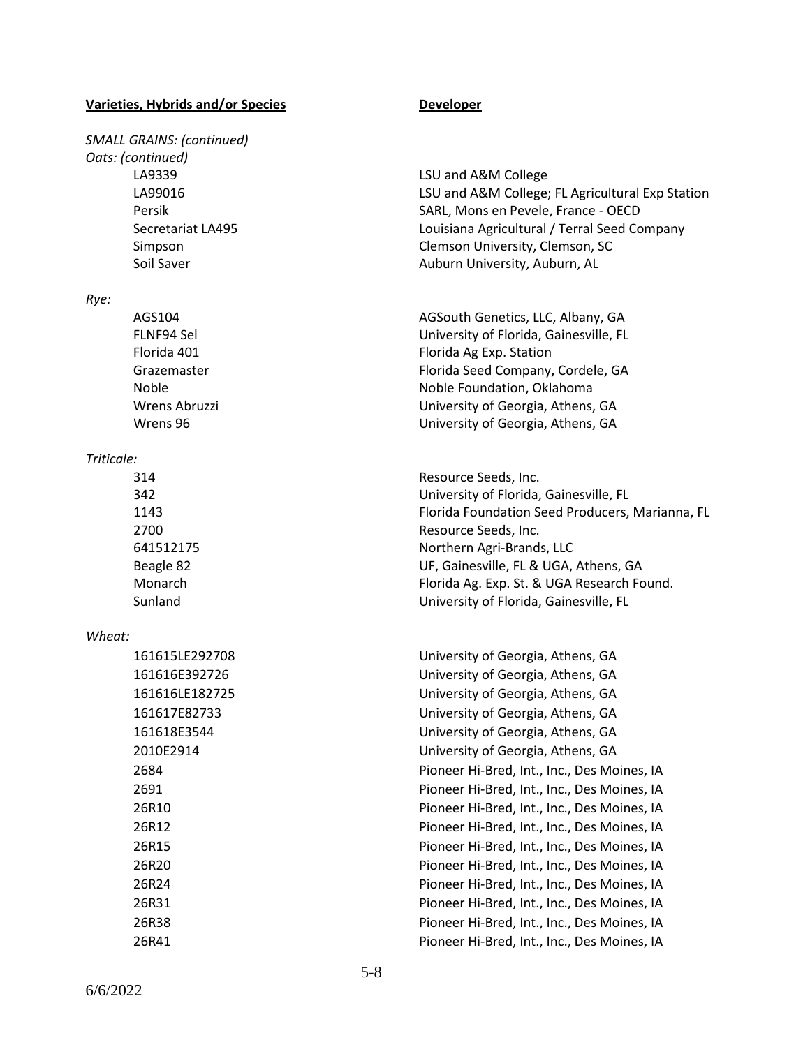| **Varieties, Hybrids and/or Species** | **Developer** |
|---|---|
| *SMALL GRAINS: (continued)* | |
| *Oats: (continued)* | |
| LA9339 | LSU and A&M College |
| LA99016 | LSU and A&M College; FL Agricultural Exp Station |
| Persik | SARL, Mons en Pevele, France - OECD |
| Secretariat LA495 | Louisiana Agricultural / Terral Seed Company |
| Simpson | Clemson University, Clemson, SC |
| Soil Saver | Auburn University, Auburn, AL |
| *Rye:* | |
| AGS104 | AGSouth Genetics, LLC, Albany, GA |
| FLNF94 Sel | University of Florida, Gainesville, FL |
| Florida 401 | Florida Ag Exp. Station |
| Grazemaster | Florida Seed Company, Cordele, GA |
| Noble | Noble Foundation, Oklahoma |
| Wrens Abruzzi | University of Georgia, Athens, GA |
| Wrens 96 | University of Georgia, Athens, GA |
| *Triticale:* | |
| 314 | Resource Seeds, Inc. |
| 342 | University of Florida, Gainesville, FL |
| 1143 | Florida Foundation Seed Producers, Marianna, FL |
| 2700 | Resource Seeds, Inc. |
| 641512175 | Northern Agri-Brands, LLC |
| Beagle 82 | UF, Gainesville, FL & UGA, Athens, GA |
| Monarch | Florida Ag. Exp. St. & UGA Research Found. |
| Sunland | University of Florida, Gainesville, FL |
| *Wheat:* | |
| 161615LE292708 | University of Georgia, Athens, GA |
| 161616E392726 | University of Georgia, Athens, GA |
| 161616LE182725 | University of Georgia, Athens, GA |
| 161617E82733 | University of Georgia, Athens, GA |
| 161618E3544 | University of Georgia, Athens, GA |
| 2010E2914 | University of Georgia, Athens, GA |
| 2684 | Pioneer Hi-Bred, Int., Inc., Des Moines, IA |
| 2691 | Pioneer Hi-Bred, Int., Inc., Des Moines, IA |
| 26R10 | Pioneer Hi-Bred, Int., Inc., Des Moines, IA |
| 26R12 | Pioneer Hi-Bred, Int., Inc., Des Moines, IA |
| 26R15 | Pioneer Hi-Bred, Int., Inc., Des Moines, IA |
| 26R20 | Pioneer Hi-Bred, Int., Inc., Des Moines, IA |
| 26R24 | Pioneer Hi-Bred, Int., Inc., Des Moines, IA |
| 26R31 | Pioneer Hi-Bred, Int., Inc., Des Moines, IA |
| 26R38 | Pioneer Hi-Bred, Int., Inc., Des Moines, IA |
| 26R41 | Pioneer Hi-Bred, Int., Inc., Des Moines, IA |

6/6/2022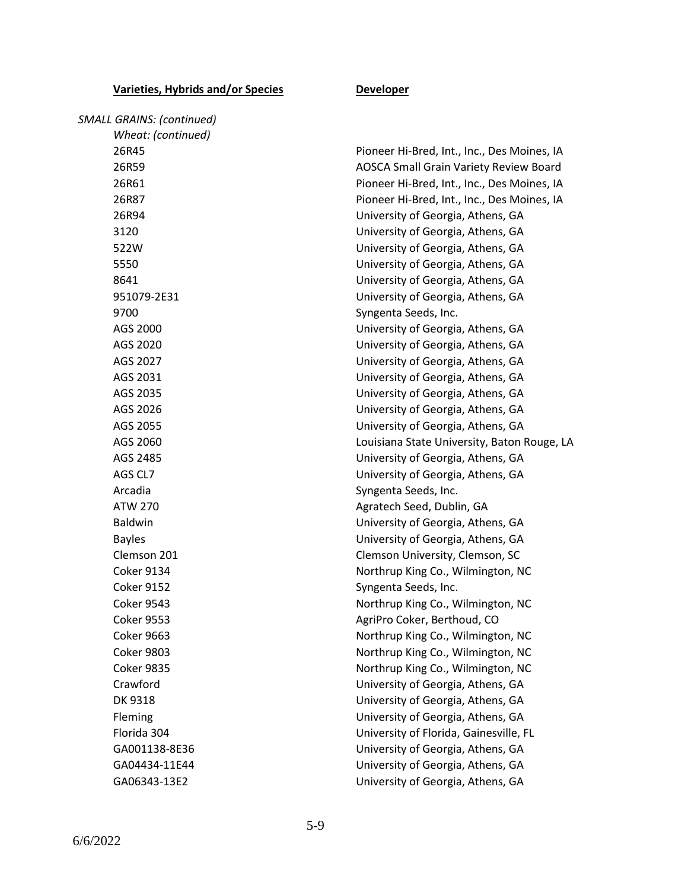| Varieties, Hybrids and/or Species | Developer |
|---|---|
| *SMALL GRAINS: (continued)* | |
| *Wheat: (continued)* | |
| 26R45 | Pioneer Hi-Bred, Int., Inc., Des Moines, IA |
| 26R59 | AOSCA Small Grain Variety Review Board |
| 26R61 | Pioneer Hi-Bred, Int., Inc., Des Moines, IA |
| 26R87 | Pioneer Hi-Bred, Int., Inc., Des Moines, IA |
| 26R94 | University of Georgia, Athens, GA |
| 3120 | University of Georgia, Athens, GA |
| 522W | University of Georgia, Athens, GA |
| 5550 | University of Georgia, Athens, GA |
| 8641 | University of Georgia, Athens, GA |
| 951079-2E31 | University of Georgia, Athens, GA |
| 9700 | Syngenta Seeds, Inc. |
| AGS 2000 | University of Georgia, Athens, GA |
| AGS 2020 | University of Georgia, Athens, GA |
| AGS 2027 | University of Georgia, Athens, GA |
| AGS 2031 | University of Georgia, Athens, GA |
| AGS 2035 | University of Georgia, Athens, GA |
| AGS 2026 | University of Georgia, Athens, GA |
| AGS 2055 | University of Georgia, Athens, GA |
| AGS 2060 | Louisiana State University, Baton Rouge, LA |
| AGS 2485 | University of Georgia, Athens, GA |
| AGS CL7 | University of Georgia, Athens, GA |
| Arcadia | Syngenta Seeds, Inc. |
| ATW 270 | Agratech Seed, Dublin, GA |
| Baldwin | University of Georgia, Athens, GA |
| Bayles | University of Georgia, Athens, GA |
| Clemson 201 | Clemson University, Clemson, SC |
| Coker 9134 | Northrup King Co., Wilmington, NC |
| Coker 9152 | Syngenta Seeds, Inc. |
| Coker 9543 | Northrup King Co., Wilmington, NC |
| Coker 9553 | AgriPro Coker, Berthoud, CO |
| Coker 9663 | Northrup King Co., Wilmington, NC |
| Coker 9803 | Northrup King Co., Wilmington, NC |
| Coker 9835 | Northrup King Co., Wilmington, NC |
| Crawford | University of Georgia, Athens, GA |
| DK 9318 | University of Georgia, Athens, GA |
| Fleming | University of Georgia, Athens, GA |
| Florida 304 | University of Florida, Gainesville, FL |
| GA001138-8E36 | University of Georgia, Athens, GA |
| GA04434-11E44 | University of Georgia, Athens, GA |
| GA06343-13E2 | University of Georgia, Athens, GA |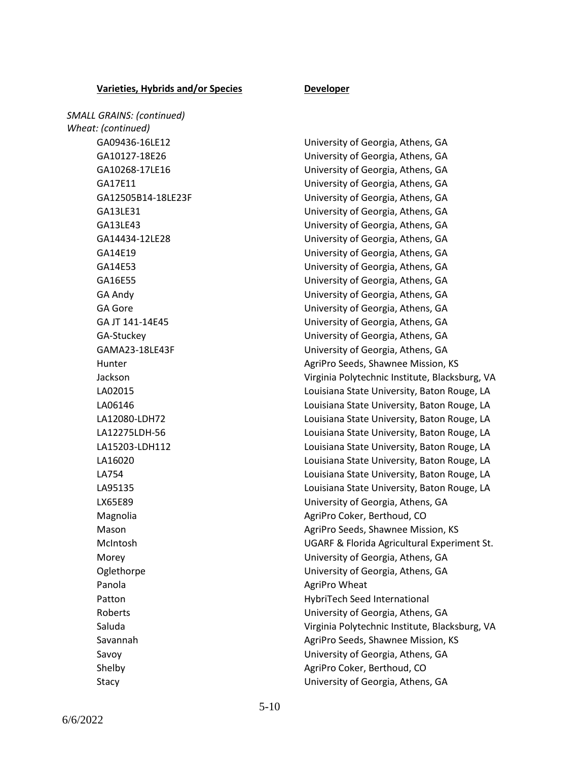| Varieties, Hybrids and/or Species | Developer |
|---|---|
| *SMALL GRAINS: (continued)* | |
| *Wheat: (continued)* | |
| GA09436-16LE12 | University of Georgia, Athens, GA |
| GA10127-18E26 | University of Georgia, Athens, GA |
| GA10268-17LE16 | University of Georgia, Athens, GA |
| GA17E11 | University of Georgia, Athens, GA |
| GA12505B14-18LE23F | University of Georgia, Athens, GA |
| GA13LE31 | University of Georgia, Athens, GA |
| GA13LE43 | University of Georgia, Athens, GA |
| GA14434-12LE28 | University of Georgia, Athens, GA |
| GA14E19 | University of Georgia, Athens, GA |
| GA14E53 | University of Georgia, Athens, GA |
| GA16E55 | University of Georgia, Athens, GA |
| GA Andy | University of Georgia, Athens, GA |
| GA Gore | University of Georgia, Athens, GA |
| GA JT 141-14E45 | University of Georgia, Athens, GA |
| GA-Stuckey | University of Georgia, Athens, GA |
| GAMA23-18LE43F | University of Georgia, Athens, GA |
| Hunter | AgriPro Seeds, Shawnee Mission, KS |
| Jackson | Virginia Polytechnic Institute, Blacksburg, VA |
| LA02015 | Louisiana State University, Baton Rouge, LA |
| LA06146 | Louisiana State University, Baton Rouge, LA |
| LA12080-LDH72 | Louisiana State University, Baton Rouge, LA |
| LA12275LDH-56 | Louisiana State University, Baton Rouge, LA |
| LA15203-LDH112 | Louisiana State University, Baton Rouge, LA |
| LA16020 | Louisiana State University, Baton Rouge, LA |
| LA754 | Louisiana State University, Baton Rouge, LA |
| LA95135 | Louisiana State University, Baton Rouge, LA |
| LX65E89 | University of Georgia, Athens, GA |
| Magnolia | AgriPro Coker, Berthoud, CO |
| Mason | AgriPro Seeds, Shawnee Mission, KS |
| McIntosh | UGARF & Florida Agricultural Experiment St. |
| Morey | University of Georgia, Athens, GA |
| Oglethorpe | University of Georgia, Athens, GA |
| Panola | AgriPro Wheat |
| Patton | HybriTech Seed International |
| Roberts | University of Georgia, Athens, GA |
| Saluda | Virginia Polytechnic Institute, Blacksburg, VA |
| Savannah | AgriPro Seeds, Shawnee Mission, KS |
| Savoy | University of Georgia, Athens, GA |
| Shelby | AgriPro Coker, Berthoud, CO |
| Stacy | University of Georgia, Athens, GA |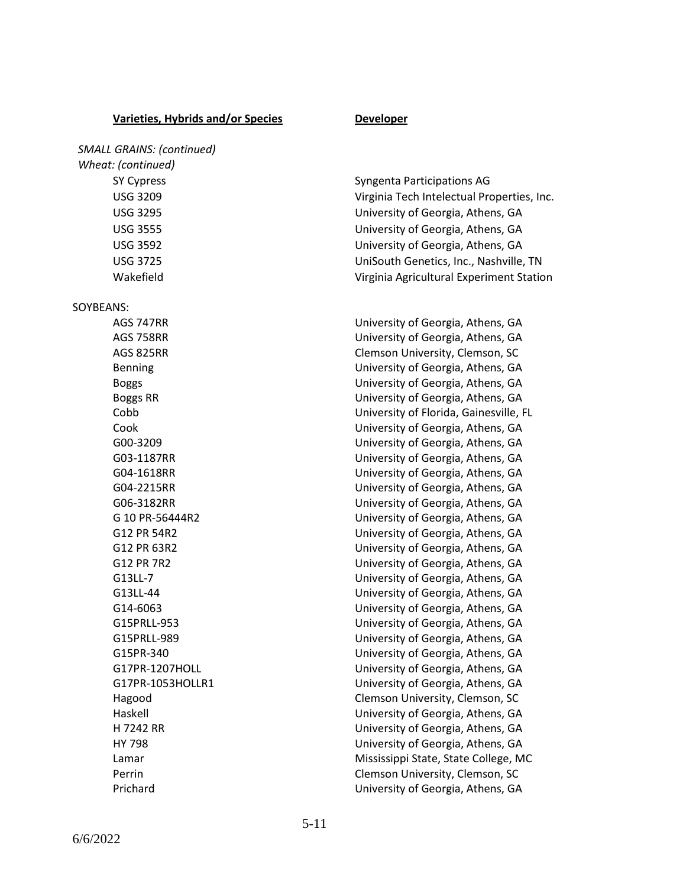| Varieties, Hybrids and/or Species | Developer |
|---|---|
| *SMALL GRAINS: (continued)* | |
| *Wheat: (continued)* | |
| SY Cypress | Syngenta Participations AG |
| USG 3209 | Virginia Tech Intelectual Properties, Inc. |
| USG 3295 | University of Georgia, Athens, GA |
| USG 3555 | University of Georgia, Athens, GA |
| USG 3592 | University of Georgia, Athens, GA |
| USG 3725 | UniSouth Genetics, Inc., Nashville, TN |
| Wakefield | Virginia Agricultural Experiment Station |
| SOYBEANS: | |
| AGS 747RR | University of Georgia, Athens, GA |
| AGS 758RR | University of Georgia, Athens, GA |
| AGS 825RR | Clemson University, Clemson, SC |
| Benning | University of Georgia, Athens, GA |
| Boggs | University of Georgia, Athens, GA |
| Boggs RR | University of Georgia, Athens, GA |
| Cobb | University of Florida, Gainesville, FL |
| Cook | University of Georgia, Athens, GA |
| G00-3209 | University of Georgia, Athens, GA |
| G03-1187RR | University of Georgia, Athens, GA |
| G04-1618RR | University of Georgia, Athens, GA |
| G04-2215RR | University of Georgia, Athens, GA |
| G06-3182RR | University of Georgia, Athens, GA |
| G 10 PR-56444R2 | University of Georgia, Athens, GA |
| G12 PR 54R2 | University of Georgia, Athens, GA |
| G12 PR 63R2 | University of Georgia, Athens, GA |
| G12 PR 7R2 | University of Georgia, Athens, GA |
| G13LL-7 | University of Georgia, Athens, GA |
| G13LL-44 | University of Georgia, Athens, GA |
| G14-6063 | University of Georgia, Athens, GA |
| G15PRLL-953 | University of Georgia, Athens, GA |
| G15PRLL-989 | University of Georgia, Athens, GA |
| G15PR-340 | University of Georgia, Athens, GA |
| G17PR-1207HOLL | University of Georgia, Athens, GA |
| G17PR-1053HOLLR1 | University of Georgia, Athens, GA |
| Hagood | Clemson University, Clemson, SC |
| Haskell | University of Georgia, Athens, GA |
| H 7242 RR | University of Georgia, Athens, GA |
| HY 798 | University of Georgia, Athens, GA |
| Lamar | Mississippi State, State College, MC |
| Perrin | Clemson University, Clemson, SC |
| Prichard | University of Georgia, Athens, GA |

6/6/2022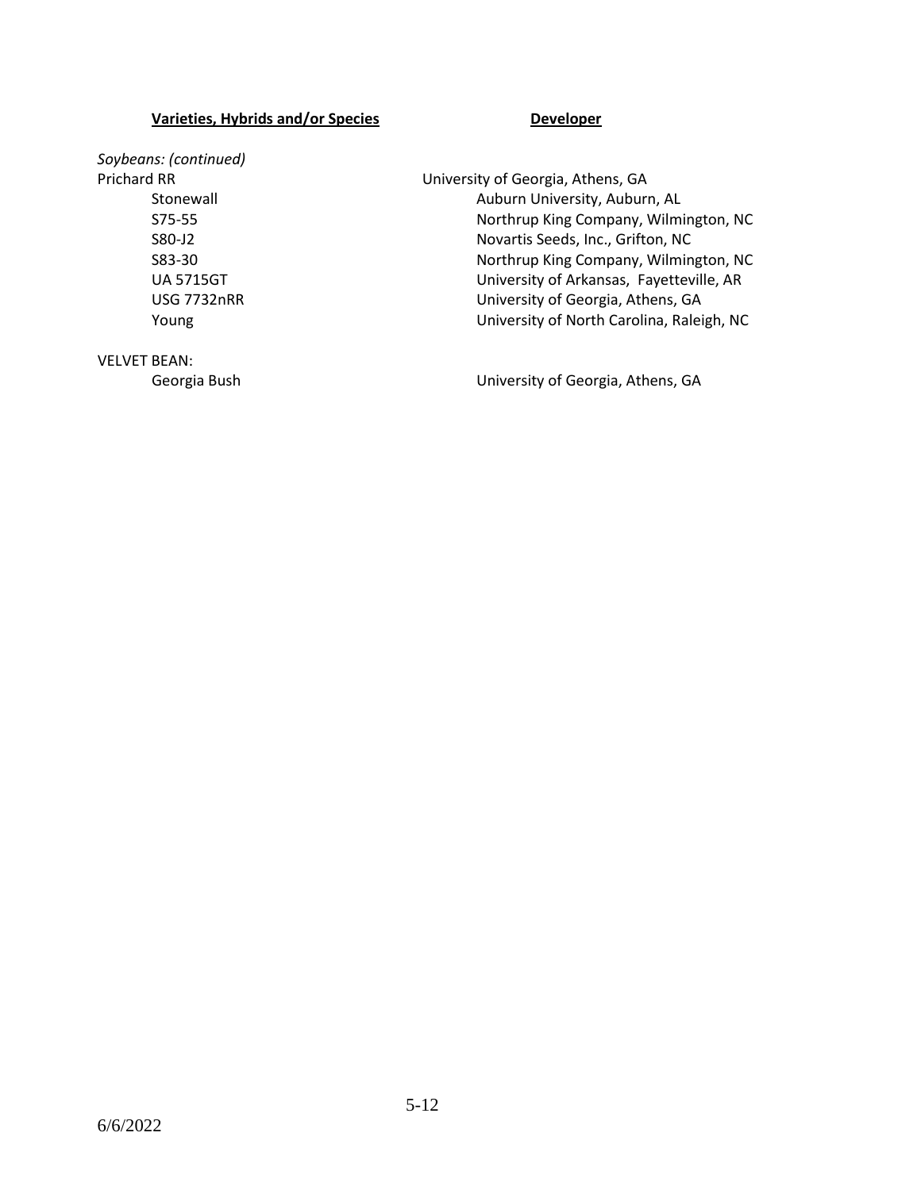| Varieties, Hybrids and/or Species | Developer |
|---|---|
| *Soybeans: (continued)* | |
| Prichard RR | University of Georgia, Athens, GA |
| Stonewall | Auburn University, Auburn, AL |
| S75-55 | Northrup King Company, Wilmington, NC |
| S80-J2 | Novartis Seeds, Inc., Grifton, NC |
| S83-30 | Northrup King Company, Wilmington, NC |
| UA 5715GT | University of Arkansas, Fayetteville, AR |
| USG 7732nRR | University of Georgia, Athens, GA |
| Young | University of North Carolina, Raleigh, NC |
| VELVET BEAN: | |
| Georgia Bush | University of Georgia, Athens, GA |

6/6/2022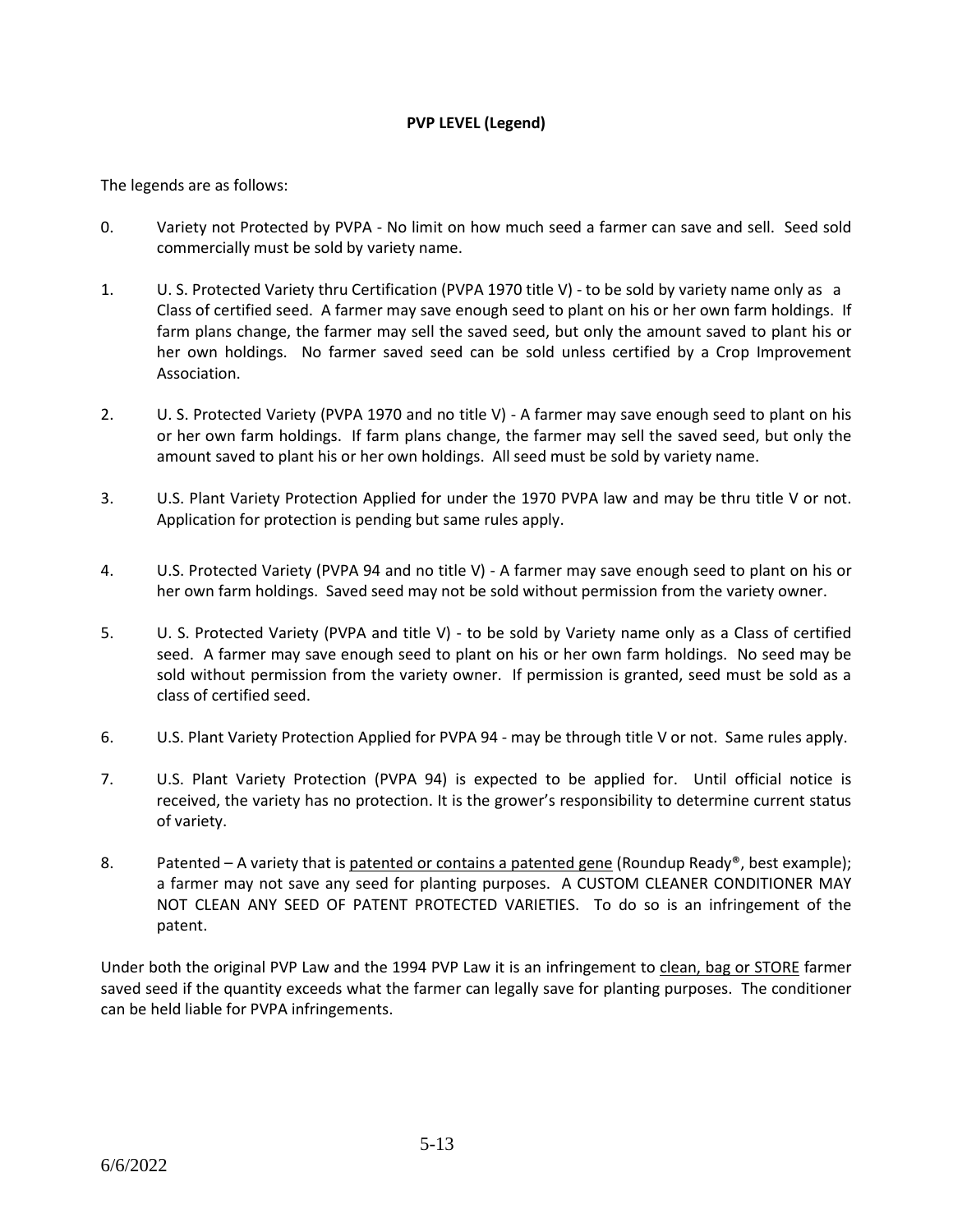**PVP LEVEL (Legend)**

The legends are as follows:

0. Variety not Protected by PVPA - No limit on how much seed a farmer can save and sell. Seed sold commercially must be sold by variety name.

1. U. S. Protected Variety thru Certification (PVPA 1970 title V) - to be sold by variety name only as a Class of certified seed. A farmer may save enough seed to plant on his or her own farm holdings. If farm plans change, the farmer may sell the saved seed, but only the amount saved to plant his or her own holdings. No farmer saved seed can be sold unless certified by a Crop Improvement Association.

2. U. S. Protected Variety (PVPA 1970 and no title V) - A farmer may save enough seed to plant on his or her own farm holdings. If farm plans change, the farmer may sell the saved seed, but only the amount saved to plant his or her own holdings. All seed must be sold by variety name.

3. U.S. Plant Variety Protection Applied for under the 1970 PVPA law and may be thru title V or not. Application for protection is pending but same rules apply.

4. U.S. Protected Variety (PVPA 94 and no title V) - A farmer may save enough seed to plant on his or her own farm holdings. Saved seed may not be sold without permission from the variety owner.

5. U. S. Protected Variety (PVPA and title V) - to be sold by Variety name only as a Class of certified seed. A farmer may save enough seed to plant on his or her own farm holdings. No seed may be sold without permission from the variety owner. If permission is granted, seed must be sold as a class of certified seed.

6. U.S. Plant Variety Protection Applied for PVPA 94 - may be through title V or not. Same rules apply.

7. U.S. Plant Variety Protection (PVPA 94) is expected to be applied for. Until official notice is received, the variety has no protection. It is the grower's responsibility to determine current status of variety.

8. Patented – A variety that is <u>patented or contains a patented gene</u> (Roundup Ready®, best example); a farmer may not save any seed for planting purposes. A CUSTOM CLEANER CONDITIONER MAY NOT CLEAN ANY SEED OF PATENT PROTECTED VARIETIES. To do so is an infringement of the patent.

Under both the original PVP Law and the 1994 PVP Law it is an infringement to <u>clean, bag or STORE</u> farmer saved seed if the quantity exceeds what the farmer can legally save for planting purposes. The conditioner can be held liable for PVPA infringements.